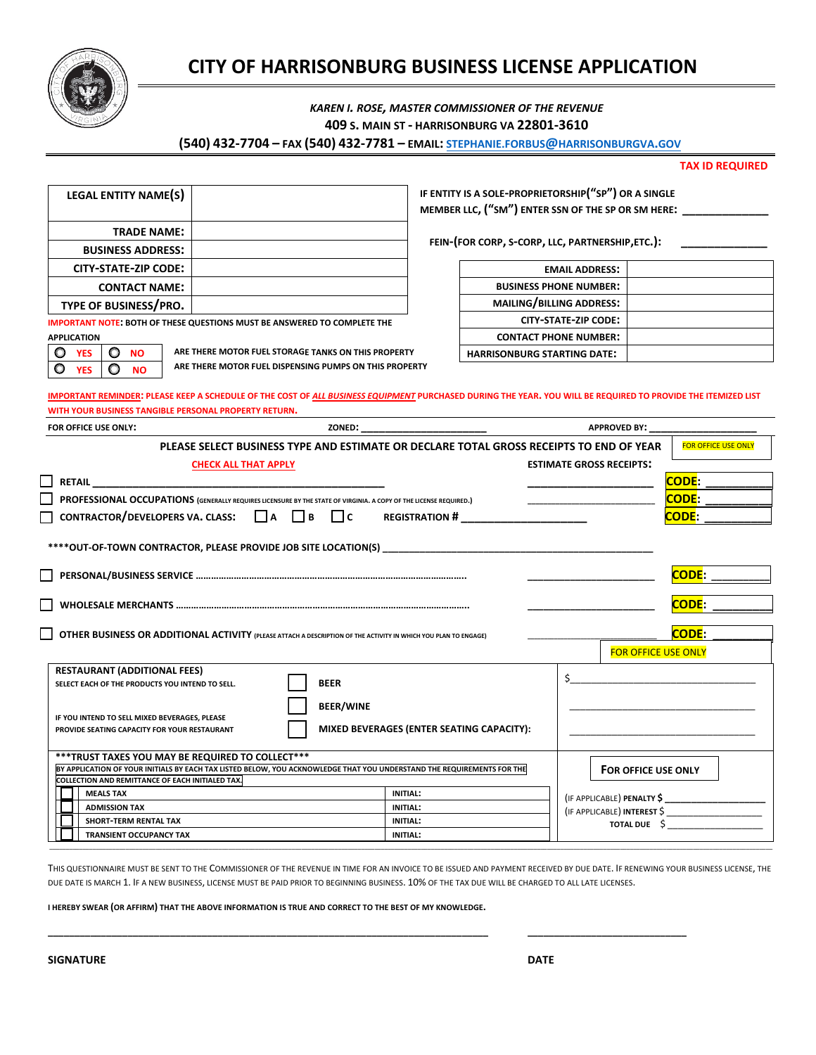# CITY OF HARRISONBURG BUSINESS LICENSE APPLICATION

*KAREN I. ROSE, MASTER COMMISSIONER OF THE REVENUE*

409 S. MAIN ST - HARRISONBURG VA 22801-3610

(540) 432-7704 – FAX (540) 432-7781 – EMAIL: STEPHANIE.FORBUS@HARRISONBURGVA.GOV

**TAX ID REQUIRED**

| | |
|---|---|
| **LEGAL ENTITY NAME(S)** | |
| **TRADE NAME:** | |
| **BUSINESS ADDRESS:** | |
| **CITY-STATE-ZIP CODE:** | |
| **CONTACT NAME:** | |
| **TYPE OF BUSINESS/PRO.** | |

IF ENTITY IS A SOLE-PROPRIETORSHIP("SP") OR A SINGLE MEMBER LLC, ("SM") ENTER SSN OF THE SP OR SM HERE: ______________

FEIN-(FOR CORP, S-CORP, LLC, PARTNERSHIP,ETC.): ______________

| | |
|---|---|
| **EMAIL ADDRESS:** | |
| **BUSINESS PHONE NUMBER:** | |
| **MAILING/BILLING ADDRESS:** | |
| **CITY-STATE-ZIP CODE:** | |
| **CONTACT PHONE NUMBER:** | |
| **HARRISONBURG STARTING DATE:** | |

**IMPORTANT NOTE: BOTH OF THESE QUESTIONS MUST BE ANSWERED TO COMPLETE THE APPLICATION**

| | | |
|---|---|---|
| ○ YES | ○ NO | ARE THERE MOTOR FUEL STORAGE TANKS ON THIS PROPERTY |
| ○ YES | ○ NO | ARE THERE MOTOR FUEL DISPENSING PUMPS ON THIS PROPERTY |

**IMPORTANT REMINDER: PLEASE KEEP A SCHEDULE OF THE COST OF *ALL BUSINESS EQUIPMENT* PURCHASED DURING THE YEAR. YOU WILL BE REQUIRED TO PROVIDE THE ITEMIZED LIST WITH YOUR BUSINESS TANGIBLE PERSONAL PROPERTY RETURN.**

FOR OFFICE USE ONLY: ZONED: ______________________ APPROVED BY: ____________________

**PLEASE SELECT BUSINESS TYPE AND ESTIMATE OR DECLARE TOTAL GROSS RECEIPTS TO END OF YEAR** — FOR OFFICE USE ONLY

**CHECK ALL THAT APPLY** — **ESTIMATE GROSS RECEIPTS:**

- ☐ RETAIL ____________________________________________ ____________________ CODE: __________
- ☐ PROFESSIONAL OCCUPATIONS (GENERALLY REQUIRES LICENSURE BY THE STATE OF VIRGINIA. A COPY OF THE LICENSE REQUIRED.) ____________________ CODE: __________
- ☐ CONTRACTOR/DEVELOPERS VA. CLASS: ☐ A ☐ B ☐ C REGISTRATION # ____________________ CODE: __________

****OUT-OF-TOWN CONTRACTOR, PLEASE PROVIDE JOB SITE LOCATION(S) ____________________________________________

- ☐ PERSONAL/BUSINESS SERVICE ........................................ ____________________ CODE: __________
- ☐ WHOLESALE MERCHANTS ........................................ ____________________ CODE: __________
- ☐ OTHER BUSINESS OR ADDITIONAL ACTIVITY (PLEASE ATTACH A DESCRIPTION OF THE ACTIVITY IN WHICH YOU PLAN TO ENGAGE) ____________________ CODE: __________

FOR OFFICE USE ONLY

**RESTAURANT (ADDITIONAL FEES)**

SELECT EACH OF THE PRODUCTS YOU INTEND TO SELL.

IF YOU INTEND TO SELL MIXED BEVERAGES, PLEASE PROVIDE SEATING CAPACITY FOR YOUR RESTAURANT

- ☐ BEER — $____________________
- ☐ BEER/WINE — ____________________
- ☐ MIXED BEVERAGES (ENTER SEATING CAPACITY): ____________________

**\*\*\*TRUST TAXES YOU MAY BE REQUIRED TO COLLECT\*\*\***

BY APPLICATION OF YOUR INITIALS BY EACH TAX LISTED BELOW, YOU ACKNOWLEDGE THAT YOU UNDERSTAND THE REQUIREMENTS FOR THE COLLECTION AND REMITTANCE OF EACH INITIALED TAX.

| | | |
|---|---|---|
| ☐ | MEALS TAX | INITIAL: |
| ☐ | ADMISSION TAX | INITIAL: |
| ☐ | SHORT-TERM RENTAL TAX | INITIAL: |
| ☐ | TRANSIENT OCCUPANCY TAX | INITIAL: |

**FOR OFFICE USE ONLY**

(IF APPLICABLE) PENALTY $ __________________

(IF APPLICABLE) INTEREST $ __________________

TOTAL DUE $ __________________

THIS QUESTIONNAIRE MUST BE SENT TO THE COMMISSIONER OF THE REVENUE IN TIME FOR AN INVOICE TO BE ISSUED AND PAYMENT RECEIVED BY DUE DATE. IF RENEWING YOUR BUSINESS LICENSE, THE DUE DATE IS MARCH 1. IF A NEW BUSINESS, LICENSE MUST BE PAID PRIOR TO BEGINNING BUSINESS. 10% OF THE TAX DUE WILL BE CHARGED TO ALL LATE LICENSES.

**I HEREBY SWEAR (OR AFFIRM) THAT THE ABOVE INFORMATION IS TRUE AND CORRECT TO THE BEST OF MY KNOWLEDGE.**

______________________________________________ ____________________

**SIGNATURE** **DATE**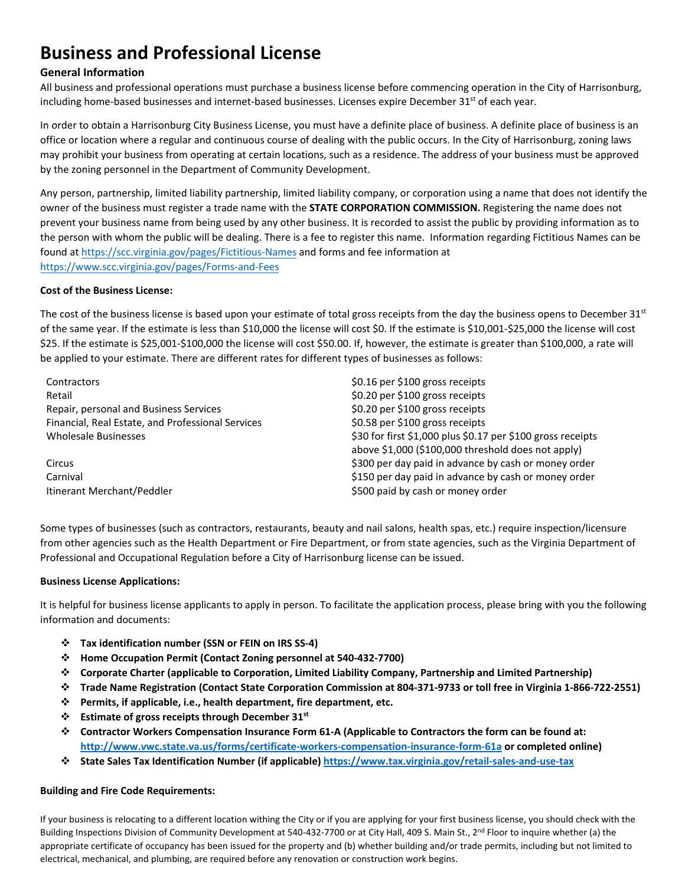# Business and Professional License

## General Information

All business and professional operations must purchase a business license before commencing operation in the City of Harrisonburg, including home-based businesses and internet-based businesses. Licenses expire December 31st of each year.

In order to obtain a Harrisonburg City Business License, you must have a definite place of business. A definite place of business is an office or location where a regular and continuous course of dealing with the public occurs. In the City of Harrisonburg, zoning laws may prohibit your business from operating at certain locations, such as a residence. The address of your business must be approved by the zoning personnel in the Department of Community Development.

Any person, partnership, limited liability partnership, limited liability company, or corporation using a name that does not identify the owner of the business must register a trade name with the **STATE CORPORATION COMMISSION.** Registering the name does not prevent your business name from being used by any other business. It is recorded to assist the public by providing information as to the person with whom the public will be dealing. There is a fee to register this name. Information regarding Fictitious Names can be found at https://scc.virginia.gov/pages/Fictitious-Names and forms and fee information at https://www.scc.virginia.gov/pages/Forms-and-Fees

**Cost of the Business License:**

The cost of the business license is based upon your estimate of total gross receipts from the day the business opens to December 31st of the same year. If the estimate is less than $10,000 the license will cost $0. If the estimate is $10,001-$25,000 the license will cost $25. If the estimate is $25,001-$100,000 the license will cost $50.00. If, however, the estimate is greater than $100,000, a rate will be applied to your estimate. There are different rates for different types of businesses as follows:

| | |
|---|---|
| Contractors | $0.16 per $100 gross receipts |
| Retail | $0.20 per $100 gross receipts |
| Repair, personal and Business Services | $0.20 per $100 gross receipts |
| Financial, Real Estate, and Professional Services | $0.58 per $100 gross receipts |
| Wholesale Businesses | $30 for first $1,000 plus $0.17 per $100 gross receipts above $1,000 ($100,000 threshold does not apply) |
| Circus | $300 per day paid in advance by cash or money order |
| Carnival | $150 per day paid in advance by cash or money order |
| Itinerant Merchant/Peddler | $500 paid by cash or money order |

Some types of businesses (such as contractors, restaurants, beauty and nail salons, health spas, etc.) require inspection/licensure from other agencies such as the Health Department or Fire Department, or from state agencies, such as the Virginia Department of Professional and Occupational Regulation before a City of Harrisonburg license can be issued.

**Business License Applications:**

It is helpful for business license applicants to apply in person. To facilitate the application process, please bring with you the following information and documents:

- **Tax identification number (SSN or FEIN on IRS SS-4)**
- **Home Occupation Permit (Contact Zoning personnel at 540-432-7700)**
- **Corporate Charter (applicable to Corporation, Limited Liability Company, Partnership and Limited Partnership)**
- **Trade Name Registration (Contact State Corporation Commission at 804-371-9733 or toll free in Virginia 1-866-722-2551)**
- **Permits, if applicable, i.e., health department, fire department, etc.**
- **Estimate of gross receipts through December 31st**
- **Contractor Workers Compensation Insurance Form 61-A (Applicable to Contractors the form can be found at: http://www.vwc.state.va.us/forms/certificate-workers-compensation-insurance-form-61a or completed online)**
- **State Sales Tax Identification Number (if applicable) https://www.tax.virginia.gov/retail-sales-and-use-tax**

**Building and Fire Code Requirements:**

If your business is relocating to a different location withing the City or if you are applying for your first business license, you should check with the Building Inspections Division of Community Development at 540-432-7700 or at City Hall, 409 S. Main St., 2nd Floor to inquire whether (a) the appropriate certificate of occupancy has been issued for the property and (b) whether building and/or trade permits, including but not limited to electrical, mechanical, and plumbing, are required before any renovation or construction work begins.